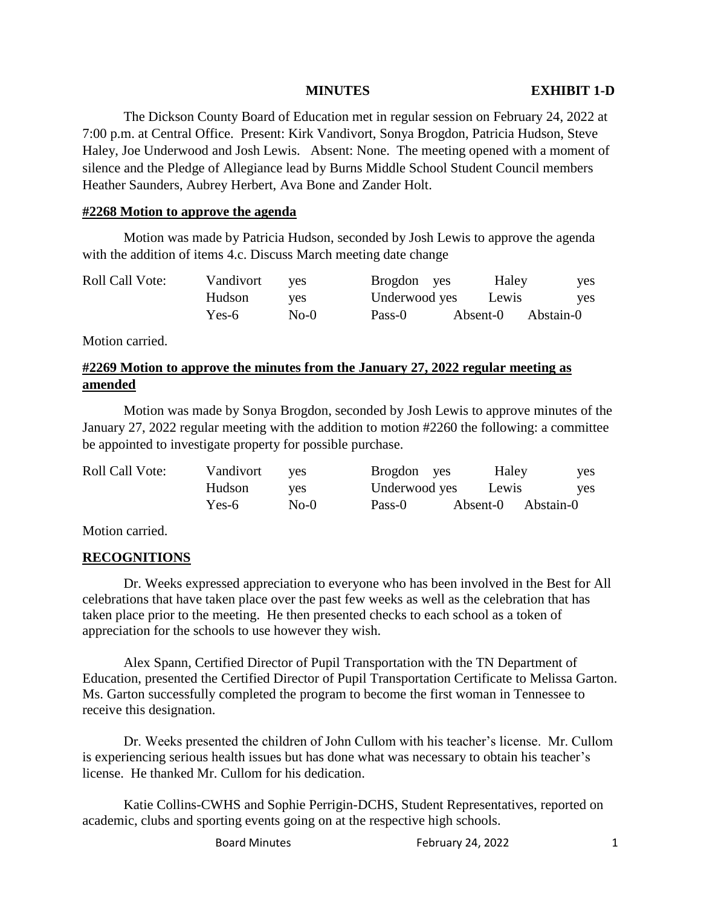**MINUTES** **EXHIBIT 1-D**

The Dickson County Board of Education met in regular session on February 24, 2022 at 7:00 p.m. at Central Office. Present: Kirk Vandivort, Sonya Brogdon, Patricia Hudson, Steve Haley, Joe Underwood and Josh Lewis. Absent: None. The meeting opened with a moment of silence and the Pledge of Allegiance lead by Burns Middle School Student Council members Heather Saunders, Aubrey Herbert, Ava Bone and Zander Holt.

**#2268 Motion to approve the agenda**

Motion was made by Patricia Hudson, seconded by Josh Lewis to approve the agenda with the addition of items 4.c. Discuss March meeting date change

| Roll Call Vote: | Vandivort | yes | Brogdon yes | Haley | yes |
|---|---|---|---|---|---|
| | Hudson | yes | Underwood yes | Lewis | yes |
| | Yes-6 | No-0 | Pass-0 | Absent-0 | Abstain-0 |

Motion carried.

**#2269 Motion to approve the minutes from the January 27, 2022 regular meeting as amended**

Motion was made by Sonya Brogdon, seconded by Josh Lewis to approve minutes of the January 27, 2022 regular meeting with the addition to motion #2260 the following: a committee be appointed to investigate property for possible purchase.

| Roll Call Vote: | Vandivort | yes | Brogdon yes | Haley | yes |
|---|---|---|---|---|---|
| | Hudson | yes | Underwood yes | Lewis | yes |
| | Yes-6 | No-0 | Pass-0 | Absent-0 | Abstain-0 |

Motion carried.

**RECOGNITIONS**

Dr. Weeks expressed appreciation to everyone who has been involved in the Best for All celebrations that have taken place over the past few weeks as well as the celebration that has taken place prior to the meeting. He then presented checks to each school as a token of appreciation for the schools to use however they wish.

Alex Spann, Certified Director of Pupil Transportation with the TN Department of Education, presented the Certified Director of Pupil Transportation Certificate to Melissa Garton. Ms. Garton successfully completed the program to become the first woman in Tennessee to receive this designation.

Dr. Weeks presented the children of John Cullom with his teacher's license. Mr. Cullom is experiencing serious health issues but has done what was necessary to obtain his teacher's license. He thanked Mr. Cullom for his dedication.

Katie Collins-CWHS and Sophie Perrigin-DCHS, Student Representatives, reported on academic, clubs and sporting events going on at the respective high schools.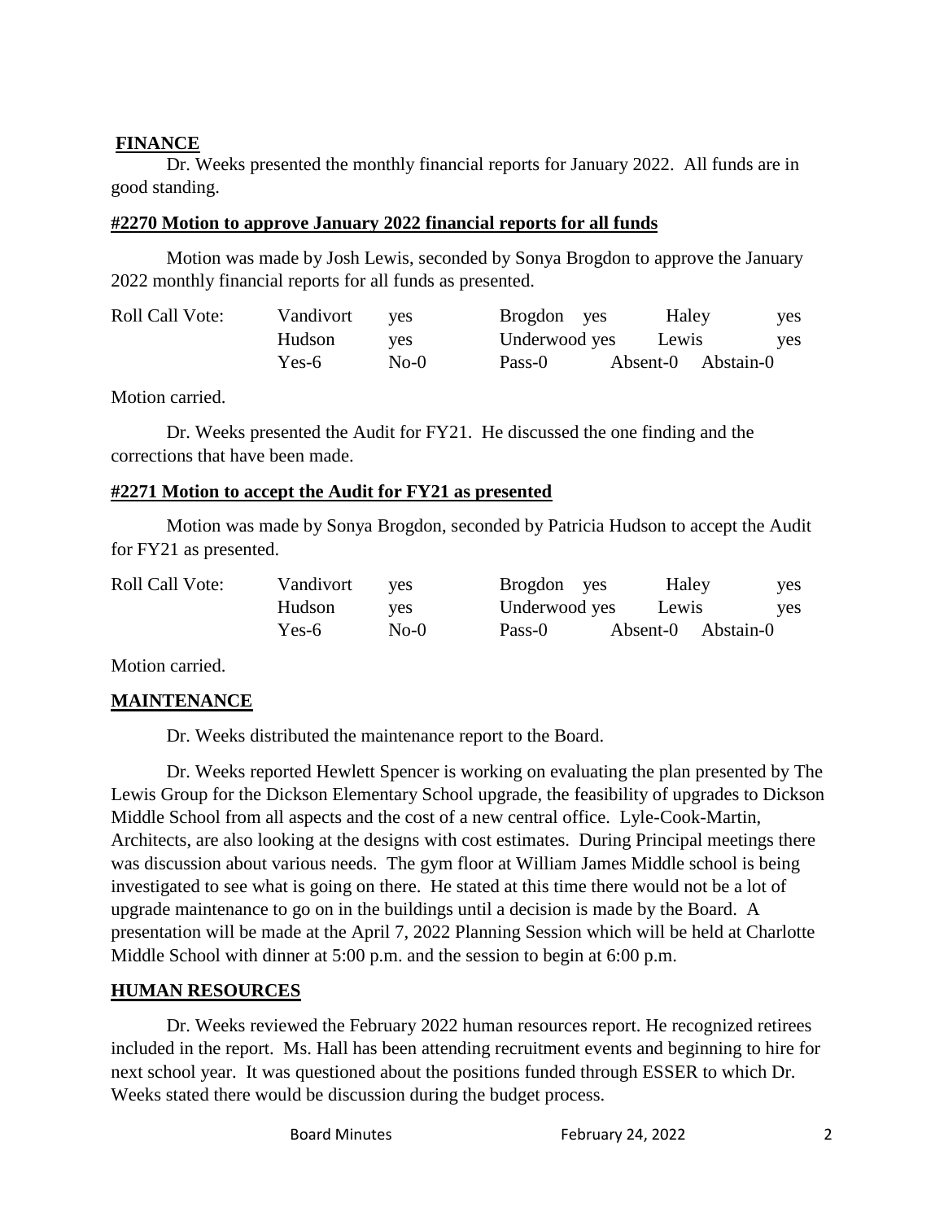## FINANCE

Dr. Weeks presented the monthly financial reports for January 2022. All funds are in good standing.

**#2270 Motion to approve January 2022 financial reports for all funds**

Motion was made by Josh Lewis, seconded by Sonya Brogdon to approve the January 2022 monthly financial reports for all funds as presented.

| Roll Call Vote: | Vandivort | yes | Brogdon yes | Haley | yes |
|---|---|---|---|---|---|
| | Hudson | yes | Underwood yes | Lewis | yes |
| | Yes-6 | No-0 | Pass-0 | Absent-0 | Abstain-0 |

Motion carried.

Dr. Weeks presented the Audit for FY21. He discussed the one finding and the corrections that have been made.

**#2271 Motion to accept the Audit for FY21 as presented**

Motion was made by Sonya Brogdon, seconded by Patricia Hudson to accept the Audit for FY21 as presented.

| Roll Call Vote: | Vandivort | yes | Brogdon yes | Haley | yes |
|---|---|---|---|---|---|
| | Hudson | yes | Underwood yes | Lewis | yes |
| | Yes-6 | No-0 | Pass-0 | Absent-0 | Abstain-0 |

Motion carried.

## MAINTENANCE

Dr. Weeks distributed the maintenance report to the Board.

Dr. Weeks reported Hewlett Spencer is working on evaluating the plan presented by The Lewis Group for the Dickson Elementary School upgrade, the feasibility of upgrades to Dickson Middle School from all aspects and the cost of a new central office. Lyle-Cook-Martin, Architects, are also looking at the designs with cost estimates. During Principal meetings there was discussion about various needs. The gym floor at William James Middle school is being investigated to see what is going on there. He stated at this time there would not be a lot of upgrade maintenance to go on in the buildings until a decision is made by the Board. A presentation will be made at the April 7, 2022 Planning Session which will be held at Charlotte Middle School with dinner at 5:00 p.m. and the session to begin at 6:00 p.m.

## HUMAN RESOURCES

Dr. Weeks reviewed the February 2022 human resources report. He recognized retirees included in the report. Ms. Hall has been attending recruitment events and beginning to hire for next school year. It was questioned about the positions funded through ESSER to which Dr. Weeks stated there would be discussion during the budget process.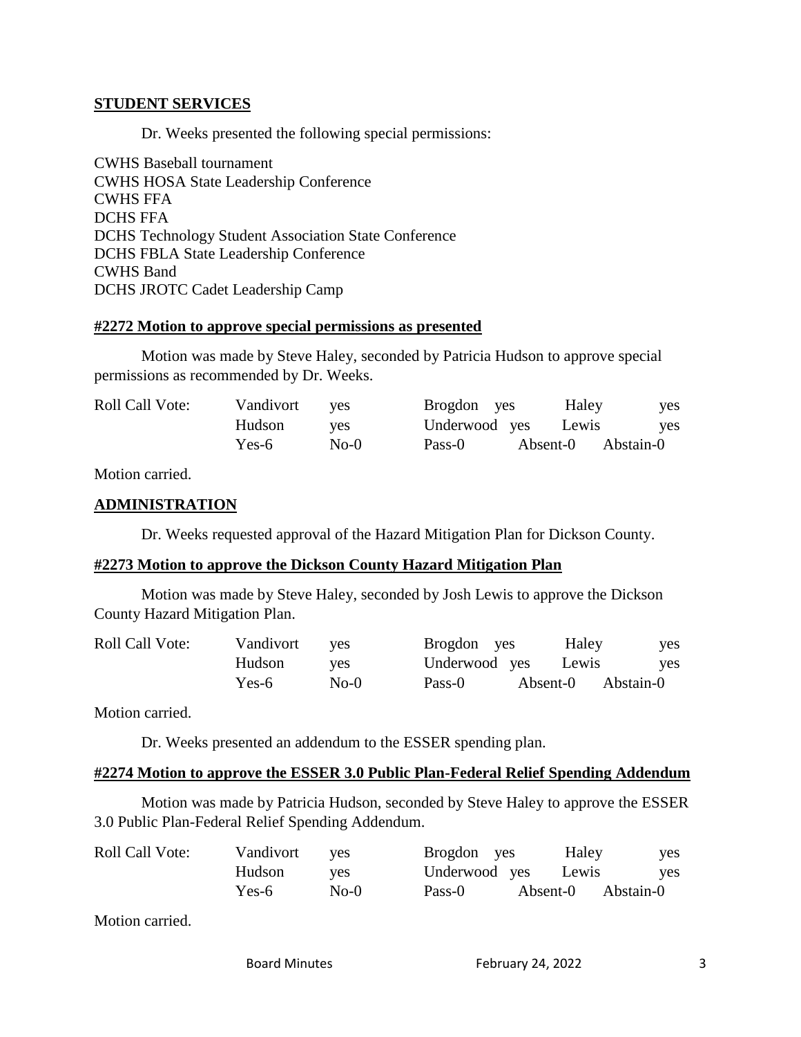## STUDENT SERVICES

Dr. Weeks presented the following special permissions:

CWHS Baseball tournament
CWHS HOSA State Leadership Conference
CWHS FFA
DCHS FFA
DCHS Technology Student Association State Conference
DCHS FBLA State Leadership Conference
CWHS Band
DCHS JROTC Cadet Leadership Camp

### #2272 Motion to approve special permissions as presented

Motion was made by Steve Haley, seconded by Patricia Hudson to approve special permissions as recommended by Dr. Weeks.

| Roll Call Vote: | Vandivort | yes | Brogdon | yes | Haley | yes |
|---|---|---|---|---|---|---|
| | Hudson | yes | Underwood | yes | Lewis | yes |
| | Yes-6 | No-0 | Pass-0 | | Absent-0 | Abstain-0 |

Motion carried.

## ADMINISTRATION

Dr. Weeks requested approval of the Hazard Mitigation Plan for Dickson County.

### #2273 Motion to approve the Dickson County Hazard Mitigation Plan

Motion was made by Steve Haley, seconded by Josh Lewis to approve the Dickson County Hazard Mitigation Plan.

| Roll Call Vote: | Vandivort | yes | Brogdon | yes | Haley | yes |
|---|---|---|---|---|---|---|
| | Hudson | yes | Underwood | yes | Lewis | yes |
| | Yes-6 | No-0 | Pass-0 | | Absent-0 | Abstain-0 |

Motion carried.

Dr. Weeks presented an addendum to the ESSER spending plan.

### #2274 Motion to approve the ESSER 3.0 Public Plan-Federal Relief Spending Addendum

Motion was made by Patricia Hudson, seconded by Steve Haley to approve the ESSER 3.0 Public Plan-Federal Relief Spending Addendum.

| Roll Call Vote: | Vandivort | yes | Brogdon | yes | Haley | yes |
|---|---|---|---|---|---|---|
| | Hudson | yes | Underwood | yes | Lewis | yes |
| | Yes-6 | No-0 | Pass-0 | | Absent-0 | Abstain-0 |

Motion carried.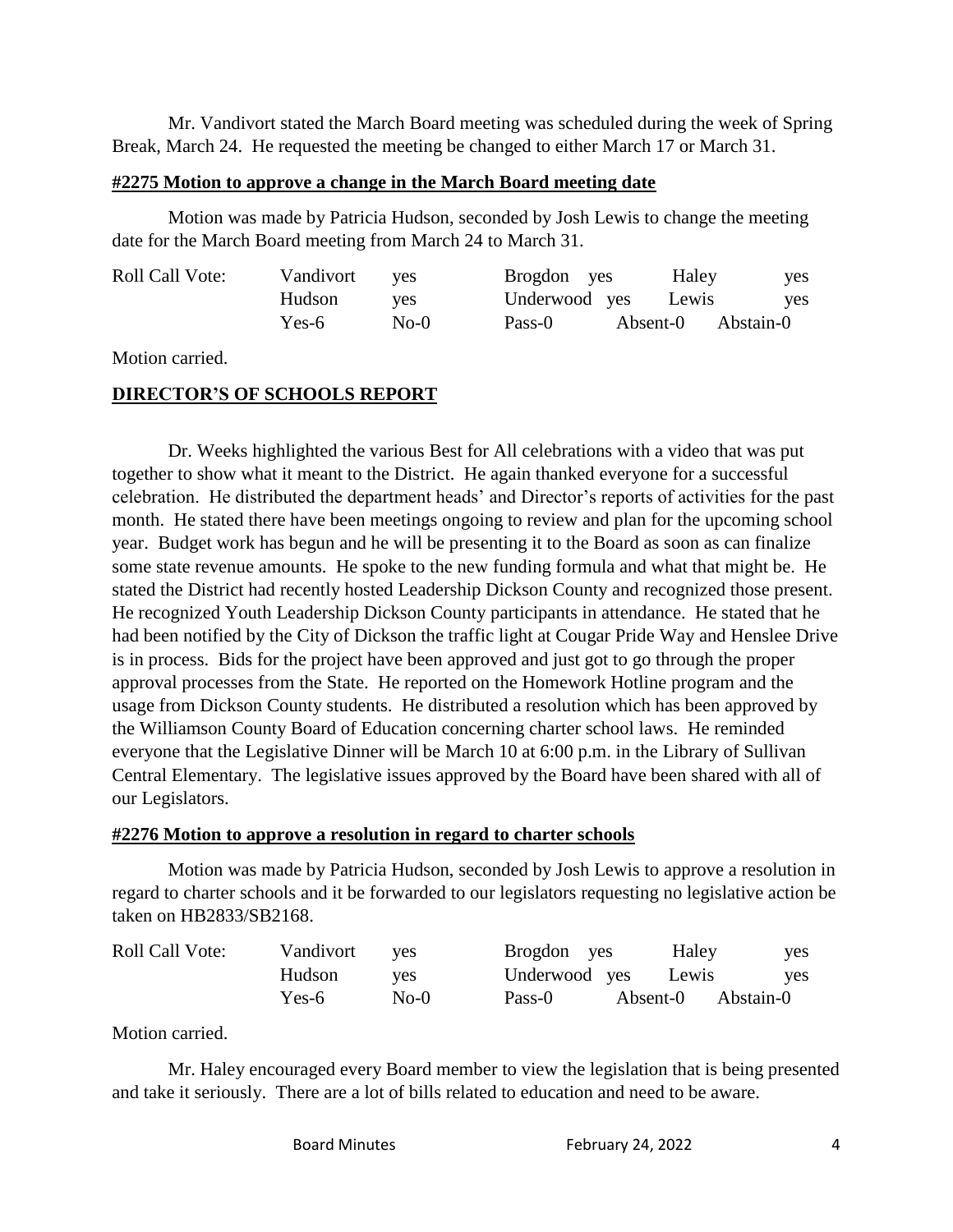Mr. Vandivort stated the March Board meeting was scheduled during the week of Spring Break, March 24. He requested the meeting be changed to either March 17 or March 31.

**#2275 Motion to approve a change in the March Board meeting date**

Motion was made by Patricia Hudson, seconded by Josh Lewis to change the meeting date for the March Board meeting from March 24 to March 31.

| Roll Call Vote: | Vandivort | yes | Brogdon yes | Haley | yes |
|---|---|---|---|---|---|
| | Hudson | yes | Underwood yes | Lewis | yes |
| | Yes-6 | No-0 | Pass-0 | Absent-0 | Abstain-0 |

Motion carried.

**DIRECTOR'S OF SCHOOLS REPORT**

Dr. Weeks highlighted the various Best for All celebrations with a video that was put together to show what it meant to the District. He again thanked everyone for a successful celebration. He distributed the department heads' and Director's reports of activities for the past month. He stated there have been meetings ongoing to review and plan for the upcoming school year. Budget work has begun and he will be presenting it to the Board as soon as can finalize some state revenue amounts. He spoke to the new funding formula and what that might be. He stated the District had recently hosted Leadership Dickson County and recognized those present. He recognized Youth Leadership Dickson County participants in attendance. He stated that he had been notified by the City of Dickson the traffic light at Cougar Pride Way and Henslee Drive is in process. Bids for the project have been approved and just got to go through the proper approval processes from the State. He reported on the Homework Hotline program and the usage from Dickson County students. He distributed a resolution which has been approved by the Williamson County Board of Education concerning charter school laws. He reminded everyone that the Legislative Dinner will be March 10 at 6:00 p.m. in the Library of Sullivan Central Elementary. The legislative issues approved by the Board have been shared with all of our Legislators.

**#2276 Motion to approve a resolution in regard to charter schools**

Motion was made by Patricia Hudson, seconded by Josh Lewis to approve a resolution in regard to charter schools and it be forwarded to our legislators requesting no legislative action be taken on HB2833/SB2168.

| Roll Call Vote: | Vandivort | yes | Brogdon yes | Haley | yes |
|---|---|---|---|---|---|
| | Hudson | yes | Underwood yes | Lewis | yes |
| | Yes-6 | No-0 | Pass-0 | Absent-0 | Abstain-0 |

Motion carried.

Mr. Haley encouraged every Board member to view the legislation that is being presented and take it seriously. There are a lot of bills related to education and need to be aware.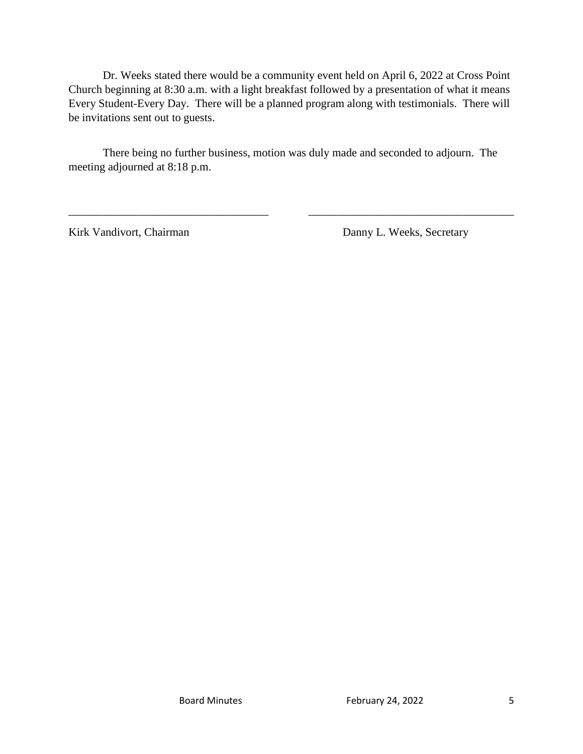Dr. Weeks stated there would be a community event held on April 6, 2022 at Cross Point Church beginning at 8:30 a.m. with a light breakfast followed by a presentation of what it means Every Student-Every Day. There will be a planned program along with testimonials. There will be invitations sent out to guests.

There being no further business, motion was duly made and seconded to adjourn. The meeting adjourned at 8:18 p.m.

\_\_\_\_\_\_\_\_\_\_\_\_\_\_\_\_\_\_\_\_\_\_\_\_\_\_\_\_\_\_\_\_\_\_\_\_ \_\_\_\_\_\_\_\_\_\_\_\_\_\_\_\_\_\_\_\_\_\_\_\_\_\_\_\_\_\_\_\_\_\_\_\_\_\_

Kirk Vandivort, Chairman Danny L. Weeks, Secretary